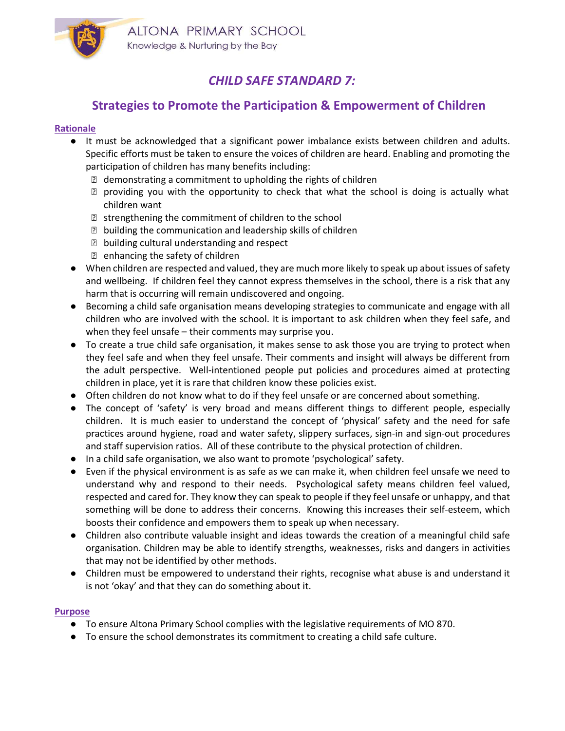# CHILD SAFE STANDARD 7:

## Strategies to Promote the Participation & Empowerment of Children

**Rationale**

- It must be acknowledged that a significant power imbalance exists between children and adults. Specific efforts must be taken to ensure the voices of children are heard. Enabling and promoting the participation of children has many benefits including:
  - demonstrating a commitment to upholding the rights of children
  - providing you with the opportunity to check that what the school is doing is actually what children want
  - strengthening the commitment of children to the school
  - building the communication and leadership skills of children
  - building cultural understanding and respect
  - enhancing the safety of children
- When children are respected and valued, they are much more likely to speak up about issues of safety and wellbeing. If children feel they cannot express themselves in the school, there is a risk that any harm that is occurring will remain undiscovered and ongoing.
- Becoming a child safe organisation means developing strategies to communicate and engage with all children who are involved with the school. It is important to ask children when they feel safe, and when they feel unsafe – their comments may surprise you.
- To create a true child safe organisation, it makes sense to ask those you are trying to protect when they feel safe and when they feel unsafe. Their comments and insight will always be different from the adult perspective. Well-intentioned people put policies and procedures aimed at protecting children in place, yet it is rare that children know these policies exist.
- Often children do not know what to do if they feel unsafe or are concerned about something.
- The concept of 'safety' is very broad and means different things to different people, especially children. It is much easier to understand the concept of 'physical' safety and the need for safe practices around hygiene, road and water safety, slippery surfaces, sign-in and sign-out procedures and staff supervision ratios. All of these contribute to the physical protection of children.
- In a child safe organisation, we also want to promote 'psychological' safety.
- Even if the physical environment is as safe as we can make it, when children feel unsafe we need to understand why and respond to their needs. Psychological safety means children feel valued, respected and cared for. They know they can speak to people if they feel unsafe or unhappy, and that something will be done to address their concerns. Knowing this increases their self-esteem, which boosts their confidence and empowers them to speak up when necessary.
- Children also contribute valuable insight and ideas towards the creation of a meaningful child safe organisation. Children may be able to identify strengths, weaknesses, risks and dangers in activities that may not be identified by other methods.
- Children must be empowered to understand their rights, recognise what abuse is and understand it is not 'okay' and that they can do something about it.

**Purpose**

- To ensure Altona Primary School complies with the legislative requirements of MO 870.
- To ensure the school demonstrates its commitment to creating a child safe culture.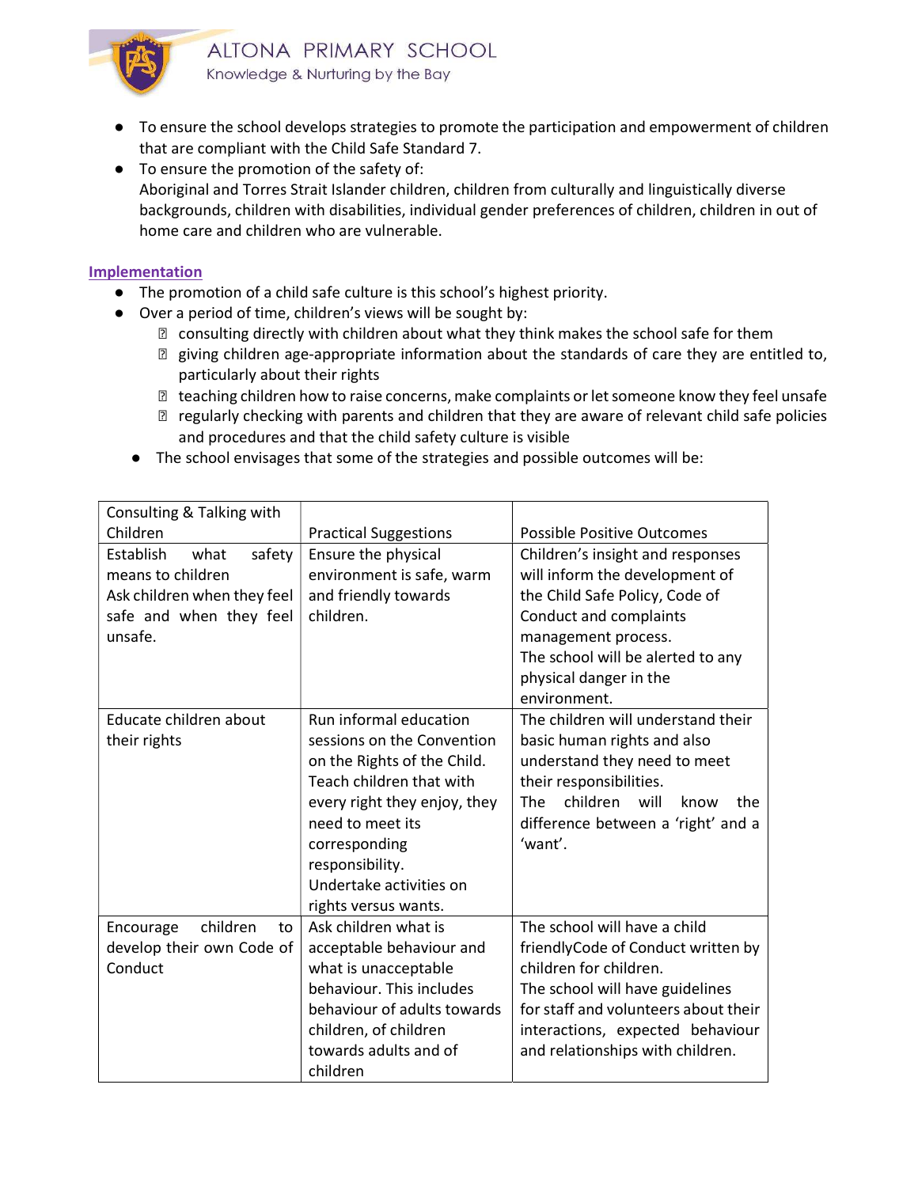- To ensure the school develops strategies to promote the participation and empowerment of children that are compliant with the Child Safe Standard 7.
- To ensure the promotion of the safety of:
  Aboriginal and Torres Strait Islander children, children from culturally and linguistically diverse backgrounds, children with disabilities, individual gender preferences of children, children in out of home care and children who are vulnerable.

## Implementation

- The promotion of a child safe culture is this school's highest priority.
- Over a period of time, children's views will be sought by:
  - consulting directly with children about what they think makes the school safe for them
  - giving children age-appropriate information about the standards of care they are entitled to, particularly about their rights
  - teaching children how to raise concerns, make complaints or let someone know they feel unsafe
  - regularly checking with parents and children that they are aware of relevant child safe policies and procedures and that the child safety culture is visible
- The school envisages that some of the strategies and possible outcomes will be:

| Consulting & Talking with Children | Practical Suggestions | Possible Positive Outcomes |
|---|---|---|
| Establish what safety means to children<br>Ask children when they feel safe and when they feel unsafe. | Ensure the physical environment is safe, warm and friendly towards children. | Children's insight and responses will inform the development of the Child Safe Policy, Code of Conduct and complaints management process.<br>The school will be alerted to any physical danger in the environment. |
| Educate children about their rights | Run informal education sessions on the Convention on the Rights of the Child.<br>Teach children that with every right they enjoy, they need to meet its corresponding responsibility.<br>Undertake activities on rights versus wants. | The children will understand their basic human rights and also understand they need to meet their responsibilities.<br>The children will know the difference between a 'right' and a 'want'. |
| Encourage children to develop their own Code of Conduct | Ask children what is acceptable behaviour and what is unacceptable behaviour. This includes behaviour of adults towards children, of children towards adults and of children | The school will have a child friendlyCode of Conduct written by children for children.<br>The school will have guidelines for staff and volunteers about their interactions, expected behaviour and relationships with children. |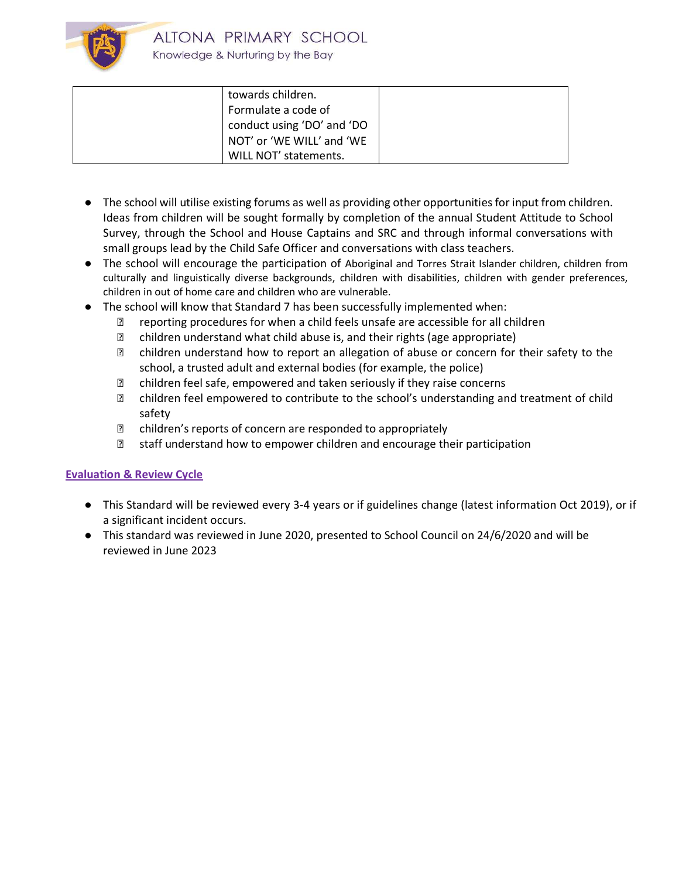| | | |
|---|---|---|
| | towards children. Formulate a code of conduct using 'DO' and 'DO NOT' or 'WE WILL' and 'WE WILL NOT' statements. | |

- The school will utilise existing forums as well as providing other opportunities for input from children. Ideas from children will be sought formally by completion of the annual Student Attitude to School Survey, through the School and House Captains and SRC and through informal conversations with small groups lead by the Child Safe Officer and conversations with class teachers.
- The school will encourage the participation of Aboriginal and Torres Strait Islander children, children from culturally and linguistically diverse backgrounds, children with disabilities, children with gender preferences, children in out of home care and children who are vulnerable.
- The school will know that Standard 7 has been successfully implemented when:
  - reporting procedures for when a child feels unsafe are accessible for all children
  - children understand what child abuse is, and their rights (age appropriate)
  - children understand how to report an allegation of abuse or concern for their safety to the school, a trusted adult and external bodies (for example, the police)
  - children feel safe, empowered and taken seriously if they raise concerns
  - children feel empowered to contribute to the school's understanding and treatment of child safety
  - children's reports of concern are responded to appropriately
  - staff understand how to empower children and encourage their participation

**Evaluation & Review Cycle**

- This Standard will be reviewed every 3-4 years or if guidelines change (latest information Oct 2019), or if a significant incident occurs.
- This standard was reviewed in June 2020, presented to School Council on 24/6/2020 and will be reviewed in June 2023